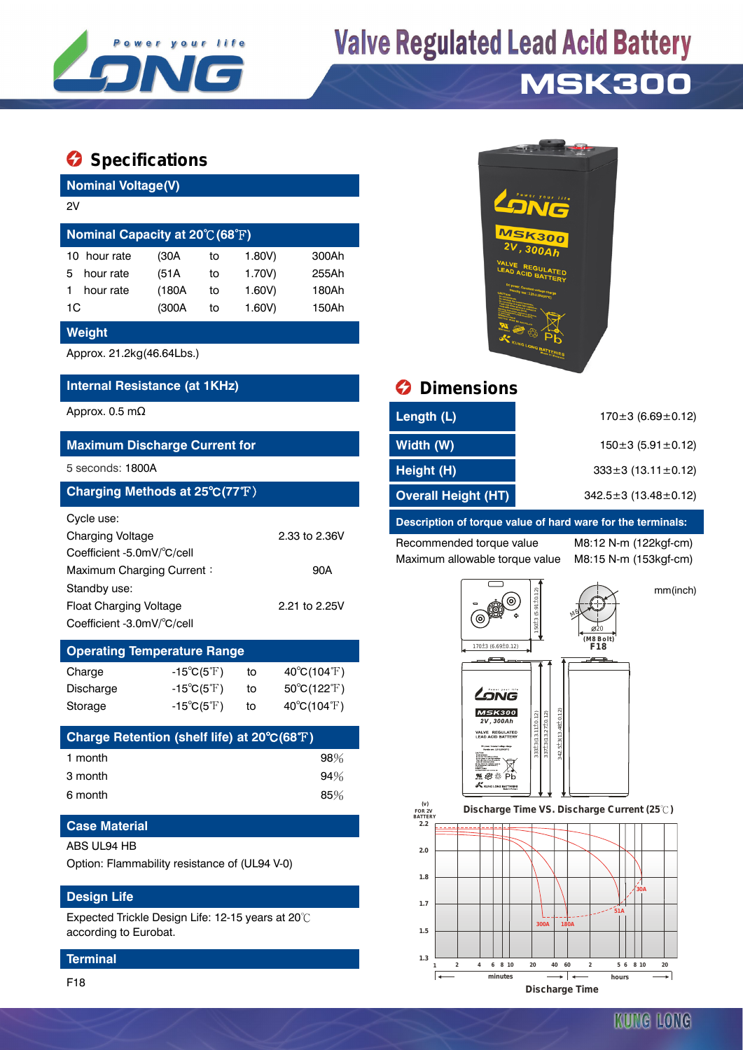# Valve Regulated Lead Acid Battery

## MSK300

## Specifications

### Nominal Voltage(V)

2V

### Nominal Capacity at 20℃(68℉)

| | | | | |
|---|---|---|---|---|
| 10 hour rate | (30A | to | 1.80V) | 300Ah |
| 5 hour rate | (51A | to | 1.70V) | 255Ah |
| 1 hour rate | (180A | to | 1.60V) | 180Ah |
| 1C | (300A | to | 1.60V) | 150Ah |

### Weight

Approx. 21.2kg(46.64Lbs.)

### Internal Resistance (at 1KHz)

Approx. 0.5 mΩ

### Maximum Discharge Current for

5 seconds: 1800A

### Charging Methods at 25℃(77℉)

Cycle use:

| | |
|---|---|
| Charging Voltage | 2.33 to 2.36V |
| Coefficient -5.0mV/℃/cell | |
| Maximum Charging Current： | 90A |

Standby use:

| | |
|---|---|
| Float Charging Voltage | 2.21 to 2.25V |
| Coefficient -3.0mV/℃/cell | |

### Operating Temperature Range

| | | | |
|---|---|---|---|
| Charge | -15℃(5℉) | to | 40℃(104℉) |
| Discharge | -15℃(5℉) | to | 50℃(122℉) |
| Storage | -15℃(5℉) | to | 40℃(104℉) |

### Charge Retention (shelf life) at 20℃(68℉)

| | |
|---|---|
| 1 month | 98% |
| 3 month | 94% |
| 6 month | 85% |

### Case Material

ABS UL94 HB

Option: Flammability resistance of (UL94 V-0)

### Design Life

Expected Trickle Design Life: 12-15 years at 20℃ according to Eurobat.

### Terminal

F18

## Dimensions

| | |
|---|---|
| Length (L) | 170±3 (6.69±0.12) |
| Width (W) | 150±3 (5.91±0.12) |
| Height (H) | 333±3 (13.11±0.12) |
| Overall Height (HT) | 342.5±3 (13.48±0.12) |

### Description of torque value of hard ware for the terminals:

| | |
|---|---|
| Recommended torque value | M8:12 N-m (122kgf-cm) |
| Maximum allowable torque value | M8:15 N-m (153kgf-cm) |

mm(inch)

F18 (M8 Bolt)

### Discharge Time VS. Discharge Current (25℃)

Discharge Time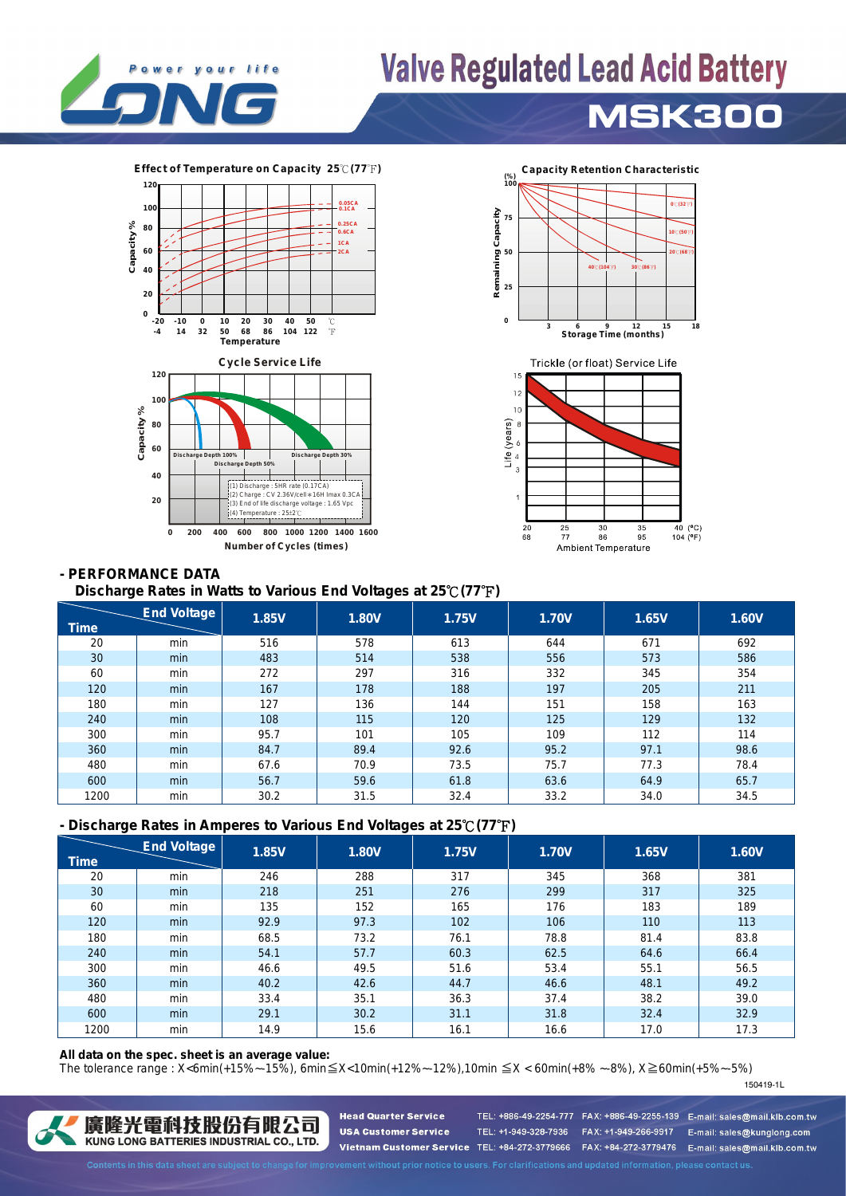# Valve Regulated Lead Acid Battery

## MSK300

Power your life

LONG

Effect of Temperature on Capacity 25℃(77℉)

Capacity %

120
100
80
60
40
20
0

0.05CA
0.1CA
0.25CA
0.6CA
1CA
2CA

-20 -10 0 10 20 30 40 50 ℃
-4 14 32 50 68 86 104 122 ℉

Temperature

Capacity Retention Characteristic

(%)
100
75
50
25
0

Remaining Capacity

0℃(32℉)
10℃(50℉)
20℃(68℉)
40℃(104℉)
30℃(86℉)

3 6 9 12 15 18

Storage Time (months)

Cycle Service Life

Capacity %

120
100
80
60
40
20

Discharge Depth 100%
Discharge Depth 50%
Discharge Depth 30%

(1) Discharge : 5HR rate (0.17CA)
(2) Charge : CV 2.36V/cell∗16H Imax 0.3CA
(3) End of life discharge voltage : 1.65 Vpc
(4) Temperature : 25±2℃

0 200 400 600 800 1000 1200 1400 1600

Number of Cycles (times)

Trickle (or float) Service Life

Life (years)

15
12
10
8
6
4
3
1

20 25 30 35 40 (°C)
68 77 86 95 104 (°F)

Ambient Temperature

## - PERFORMANCE DATA

**Discharge Rates in Watts to Various End Voltages at 25℃(77℉)**

| Time | | 1.85V | 1.80V | 1.75V | 1.70V | 1.65V | 1.60V |
|---|---|---|---|---|---|---|---|
| 20 | min | 516 | 578 | 613 | 644 | 671 | 692 |
| 30 | min | 483 | 514 | 538 | 556 | 573 | 586 |
| 60 | min | 272 | 297 | 316 | 332 | 345 | 354 |
| 120 | min | 167 | 178 | 188 | 197 | 205 | 211 |
| 180 | min | 127 | 136 | 144 | 151 | 158 | 163 |
| 240 | min | 108 | 115 | 120 | 125 | 129 | 132 |
| 300 | min | 95.7 | 101 | 105 | 109 | 112 | 114 |
| 360 | min | 84.7 | 89.4 | 92.6 | 95.2 | 97.1 | 98.6 |
| 480 | min | 67.6 | 70.9 | 73.5 | 75.7 | 77.3 | 78.4 |
| 600 | min | 56.7 | 59.6 | 61.8 | 63.6 | 64.9 | 65.7 |
| 1200 | min | 30.2 | 31.5 | 32.4 | 33.2 | 34.0 | 34.5 |

**- Discharge Rates in Amperes to Various End Voltages at 25℃(77℉)**

| Time | | 1.85V | 1.80V | 1.75V | 1.70V | 1.65V | 1.60V |
|---|---|---|---|---|---|---|---|
| 20 | min | 246 | 288 | 317 | 345 | 368 | 381 |
| 30 | min | 218 | 251 | 276 | 299 | 317 | 325 |
| 60 | min | 135 | 152 | 165 | 176 | 183 | 189 |
| 120 | min | 92.9 | 97.3 | 102 | 106 | 110 | 113 |
| 180 | min | 68.5 | 73.2 | 76.1 | 78.8 | 81.4 | 83.8 |
| 240 | min | 54.1 | 57.7 | 60.3 | 62.5 | 64.6 | 66.4 |
| 300 | min | 46.6 | 49.5 | 51.6 | 53.4 | 55.1 | 56.5 |
| 360 | min | 40.2 | 42.6 | 44.7 | 46.6 | 48.1 | 49.2 |
| 480 | min | 33.4 | 35.1 | 36.3 | 37.4 | 38.2 | 39.0 |
| 600 | min | 29.1 | 30.2 | 31.1 | 31.8 | 32.4 | 32.9 |
| 1200 | min | 14.9 | 15.6 | 16.1 | 16.6 | 17.0 | 17.3 |

**All data on the spec. sheet is an average value:**

The tolerance range : X<6min(+15%~15%), 6min≦X<10min(+12%~12%),10min ≦X < 60min(+8% ~8%), X≧60min(+5%~5%)

150419-1L

廣隆光電科技股份有限公司
KUNG LONG BATTERIES INDUSTRIAL CO., LTD.

| | | | |
|---|---|---|---|
| Head Quarter Service | TEL: +886-49-2254-777 | FAX: +886-49-2255-139 | E-mail: sales@mail.klb.com.tw |
| USA Customer Service | TEL: +1-949-328-7936 | FAX: +1-949-266-9917 | E-mail: sales@kunglong.com |
| Vietnam Customer Service | TEL: +84-272-3779666 | FAX: +84-272-3779476 | E-mail: sales@mail.klb.com.tw |

Contents in this data sheet are subject to change for improvement without prior notice to users. For clarifications and updated information, please contact us.